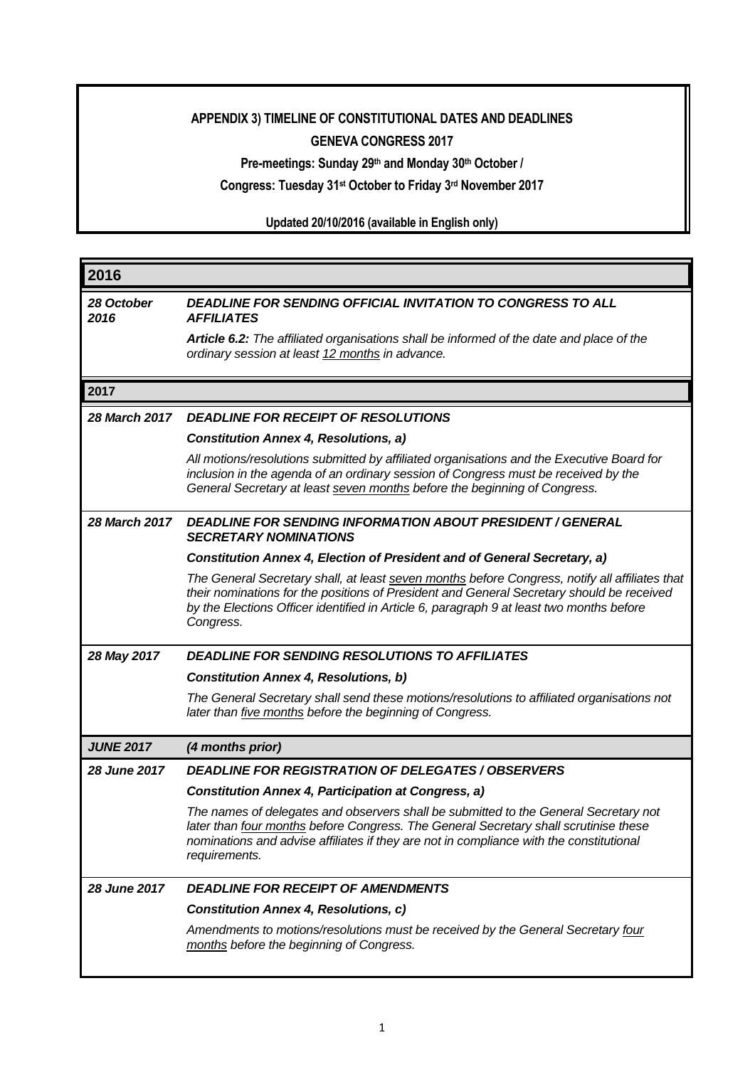**APPENDIX 3) TIMELINE OF CONSTITUTIONAL DATES AND DEADLINES**

**GENEVA CONGRESS 2017**

**Pre-meetings: Sunday 29th and Monday 30th October /**

**Congress: Tuesday 31st October to Friday 3rd November 2017**

**Updated 20/10/2016 (available in English only)**

| | |
|---|---|
| **2016** | |
| ***28 October 2016*** | ***DEADLINE FOR SENDING OFFICIAL INVITATION TO CONGRESS TO ALL AFFILIATES***<br><br>***Article 6.2:*** *The affiliated organisations shall be informed of the date and place of the ordinary session at least 12 months in advance.* |
| **2017** | |
| ***28 March 2017*** | ***DEADLINE FOR RECEIPT OF RESOLUTIONS***<br><br>***Constitution Annex 4, Resolutions, a)***<br><br>*All motions/resolutions submitted by affiliated organisations and the Executive Board for inclusion in the agenda of an ordinary session of Congress must be received by the General Secretary at least seven months before the beginning of Congress.* |
| ***28 March 2017*** | ***DEADLINE FOR SENDING INFORMATION ABOUT PRESIDENT / GENERAL SECRETARY NOMINATIONS***<br><br>***Constitution Annex 4, Election of President and of General Secretary, a)***<br><br>*The General Secretary shall, at least seven months before Congress, notify all affiliates that their nominations for the positions of President and General Secretary should be received by the Elections Officer identified in Article 6, paragraph 9 at least two months before Congress.* |
| ***28 May 2017*** | ***DEADLINE FOR SENDING RESOLUTIONS TO AFFILIATES***<br><br>***Constitution Annex 4, Resolutions, b)***<br><br>*The General Secretary shall send these motions/resolutions to affiliated organisations not later than five months before the beginning of Congress.* |
| ***JUNE 2017*** | ***(4 months prior)*** |
| ***28 June 2017*** | ***DEADLINE FOR REGISTRATION OF DELEGATES / OBSERVERS***<br><br>***Constitution Annex 4, Participation at Congress, a)***<br><br>*The names of delegates and observers shall be submitted to the General Secretary not later than four months before Congress. The General Secretary shall scrutinise these nominations and advise affiliates if they are not in compliance with the constitutional requirements.* |
| ***28 June 2017*** | ***DEADLINE FOR RECEIPT OF AMENDMENTS***<br><br>***Constitution Annex 4, Resolutions, c)***<br><br>*Amendments to motions/resolutions must be received by the General Secretary four months before the beginning of Congress.* |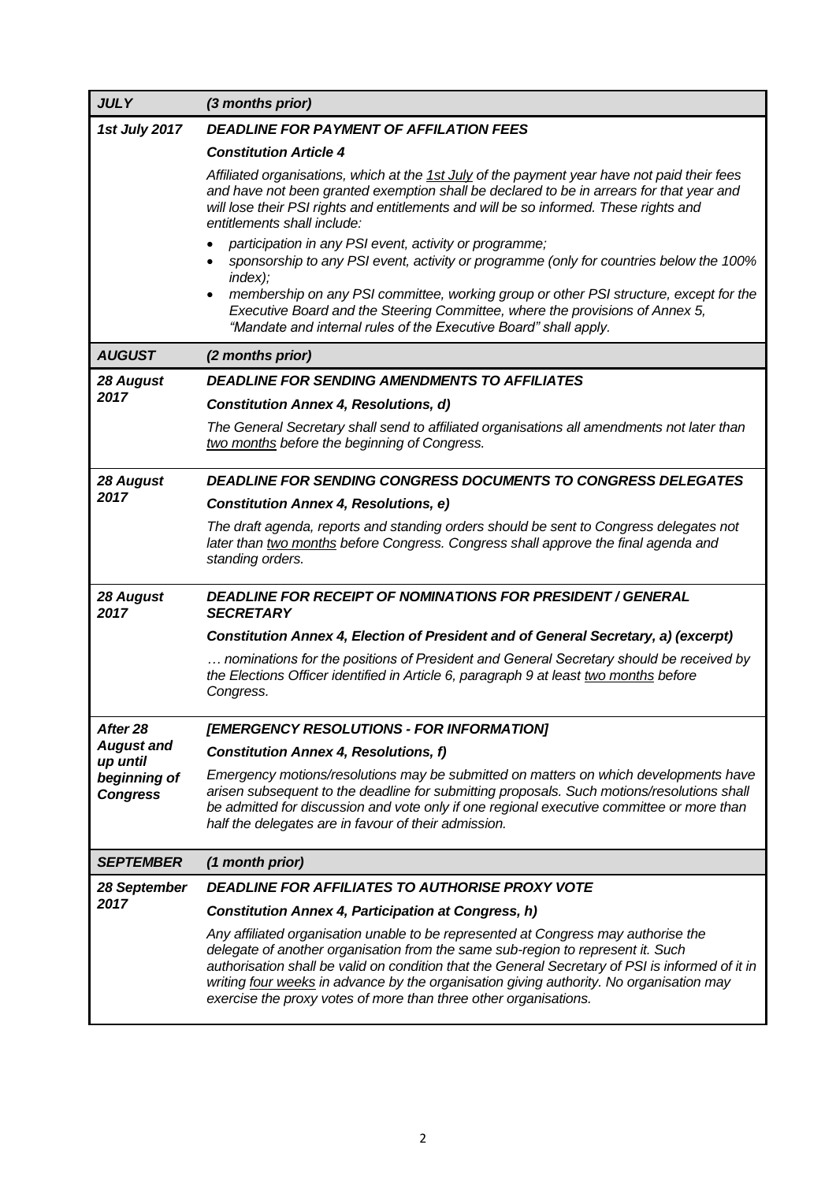| *JULY* | *(3 months prior)* |
|---|---|
| ***1st July 2017*** | ***DEADLINE FOR PAYMENT OF AFFILATION FEES*** <br> ***Constitution Article 4*** <br> *Affiliated organisations, which at the 1st July of the payment year have not paid their fees and have not been granted exemption shall be declared to be in arrears for that year and will lose their PSI rights and entitlements and will be so informed. These rights and entitlements shall include:* <br> • *participation in any PSI event, activity or programme;* <br> • *sponsorship to any PSI event, activity or programme (only for countries below the 100% index);* <br> • *membership on any PSI committee, working group or other PSI structure, except for the Executive Board and the Steering Committee, where the provisions of Annex 5, "Mandate and internal rules of the Executive Board" shall apply.* |
| ***AUGUST*** | ***(2 months prior)*** |
| ***28 August 2017*** | ***DEADLINE FOR SENDING AMENDMENTS TO AFFILIATES*** <br> ***Constitution Annex 4, Resolutions, d)*** <br> *The General Secretary shall send to affiliated organisations all amendments not later than two months before the beginning of Congress.* |
| ***28 August 2017*** | ***DEADLINE FOR SENDING CONGRESS DOCUMENTS TO CONGRESS DELEGATES*** <br> ***Constitution Annex 4, Resolutions, e)*** <br> *The draft agenda, reports and standing orders should be sent to Congress delegates not later than two months before Congress. Congress shall approve the final agenda and standing orders.* |
| ***28 August 2017*** | ***DEADLINE FOR RECEIPT OF NOMINATIONS FOR PRESIDENT / GENERAL SECRETARY*** <br> ***Constitution Annex 4, Election of President and of General Secretary, a) (excerpt)*** <br> *… nominations for the positions of President and General Secretary should be received by the Elections Officer identified in Article 6, paragraph 9 at least two months before Congress.* |
| ***After 28 August and up until beginning of Congress*** | ***[EMERGENCY RESOLUTIONS - FOR INFORMATION]*** <br> ***Constitution Annex 4, Resolutions, f)*** <br> *Emergency motions/resolutions may be submitted on matters on which developments have arisen subsequent to the deadline for submitting proposals. Such motions/resolutions shall be admitted for discussion and vote only if one regional executive committee or more than half the delegates are in favour of their admission.* |
| ***SEPTEMBER*** | ***(1 month prior)*** |
| ***28 September 2017*** | ***DEADLINE FOR AFFILIATES TO AUTHORISE PROXY VOTE*** <br> ***Constitution Annex 4, Participation at Congress, h)*** <br> *Any affiliated organisation unable to be represented at Congress may authorise the delegate of another organisation from the same sub-region to represent it. Such authorisation shall be valid on condition that the General Secretary of PSI is informed of it in writing four weeks in advance by the organisation giving authority. No organisation may exercise the proxy votes of more than three other organisations.* |